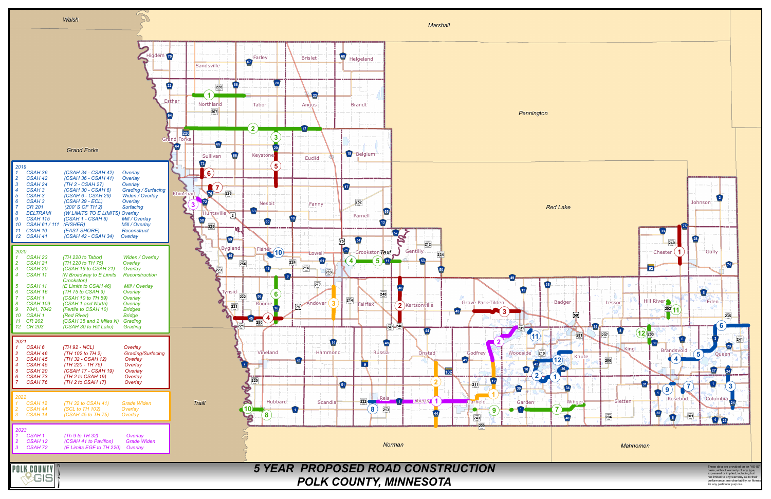# 5 YEAR PROPOSED ROAD CONSTRUCTION
# POLK COUNTY, MINNESOTA

### 2019

| # | Road | Limits | Work |
|---|---|---|---|
| 1 | CSAH 36 | (CSAH 34 - CSAH 42) | Overlay |
| 2 | CSAH 42 | (CSAH 36 - CSAH 41) | Overlay |
| 3 | CSAH 24 | (TH 2 - CSAH 27) | Overlay |
| 4 | CSAH 3 | (CSAH 30 - CSAH 6) | Grading / Surfacing |
| 5 | CSAH 3 | (CSAH 6 - CSAH 29) | Widen / Overlay |
| 6 | CSAH 3 | (CSAH 29 - ECL) | Overlay |
| 7 | CR 201 | (200' S OF TH 2) | Surfacing |
| 8 | BELTRAMI | (W LIMITS TO E LIMITS) | Overlay |
| 9 | CSAH 115 | (CSAH 1 - CSAH 6) | Mill / Overlay |
| 10 | CSAH 61 / 111 | (FISHER) | Mill / Overlay |
| 11 | CSAH 10 | (EAST SHORE) | Reconstruct |
| 12 | CSAH 41 | (CSAH 42 - CSAH 34) | Overlay |

### 2020

| # | Road | Limits | Work |
|---|---|---|---|
| 1 | CSAH 23 | (TH 220 to Tabor) | Widen / Overlay |
| 2 | CSAH 21 | (TH 220 to TH 75) | Overlay |
| 3 | CSAH 20 | (CSAH 19 to CSAH 21) | Overlay |
| 4 | CSAH 11 | (N Broadway to E Limits Crookston) | Reconstruction |
| 5 | CSAH 11 | (E Limits to CSAH 46) | Mill / Overlay |
| 6 | CSAH 16 | (TH 75 to CSAH 9) | Overlay |
| 7 | CSAH 1 | (CSAH 10 to TH 59) | Overlay |
| 8 | CSAH 109 | (CSAH 1 and North) | Overlay |
| 9 | 7041, 7042 | (Fertile to CSAH 10) | Bridges |
| 10 | CSAH 1 | (Red River) | Bridge |
| 11 | CR 202 | (CSAH 35 and 2 Miles N) | Grading |
| 12 | CR 203 | (CSAH 30 to Hill Lake) | Grading |

### 2021

| # | Road | Limits | Work |
|---|---|---|---|
| 1 | CSAH 6 | (TH 92 - NCL) | Overlay |
| 2 | CSAH 46 | (TH 102 to TH 2) | Grading/Surfacing |
| 3 | CSAH 45 | (TH 32 - CSAH 12) | Overlay |
| 4 | CSAH 45 | (TH 220 - TH 75) | Overlay |
| 5 | CSAH 20 | (CSAH 17 - CSAH 19) | Overlay |
| 6 | CSAH 73 | (TH 2 to CSAH 19) | Overlay |
| 7 | CSAH 76 | (TH 2 to CSAH 17) | Overlay |

### 2022

| # | Road | Limits | Work |
|---|---|---|---|
| 1 | CSAH 12 | (TH 32 to CSAH 41) | Grade Widen |
| 2 | CSAH 44 | (SCL to TH 102) | Overlay |
| 3 | CSAH 14 | (CSAH 45 to TH 75) | Overlay |

### 2023

| # | Road | Limits | Work |
|---|---|---|---|
| 1 | CSAH 1 | (Th 9 to TH 32) | Overlay |
| 2 | CSAH 12 | (CSAH 41 to Pavilion) | Grade Widen |
| 3 | CSAH 72 | (E Limits EGF to TH 220) | Overlay |

These data are provided on an "AS-IS" basis, without warranty of any type, expressed or implied, including but not limited to any warranty as to their performance, merchantability, or fitness for any particular purpose.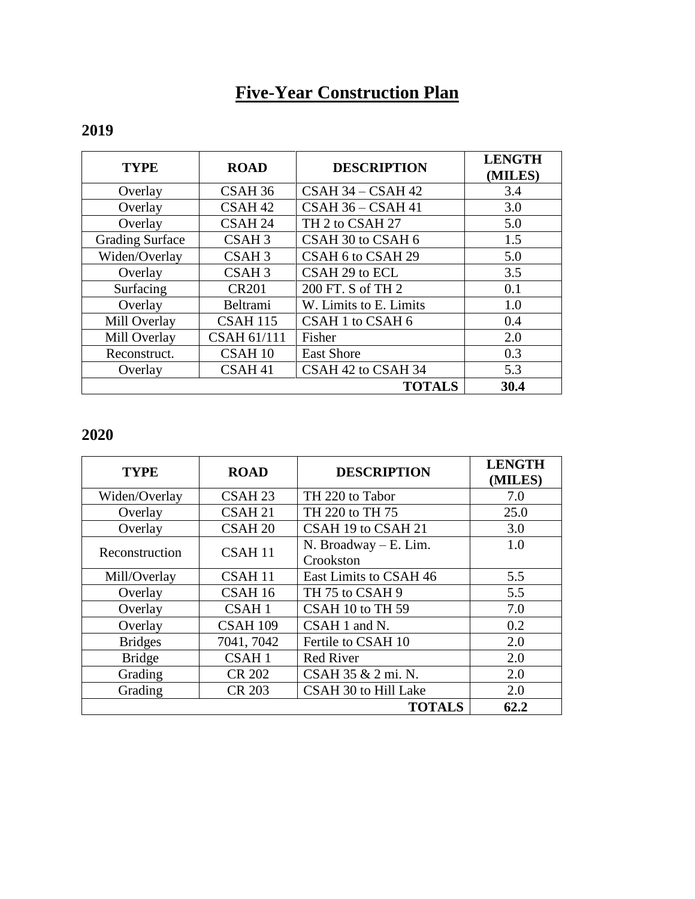# Five-Year Construction Plan

## 2019

| TYPE | ROAD | DESCRIPTION | LENGTH (MILES) |
|---|---|---|---|
| Overlay | CSAH 36 | CSAH 34 – CSAH 42 | 3.4 |
| Overlay | CSAH 42 | CSAH 36 – CSAH 41 | 3.0 |
| Overlay | CSAH 24 | TH 2 to CSAH 27 | 5.0 |
| Grading Surface | CSAH 3 | CSAH 30 to CSAH 6 | 1.5 |
| Widen/Overlay | CSAH 3 | CSAH 6 to CSAH 29 | 5.0 |
| Overlay | CSAH 3 | CSAH 29 to ECL | 3.5 |
| Surfacing | CR201 | 200 FT. S of TH 2 | 0.1 |
| Overlay | Beltrami | W. Limits to E. Limits | 1.0 |
| Mill Overlay | CSAH 115 | CSAH 1 to CSAH 6 | 0.4 |
| Mill Overlay | CSAH 61/111 | Fisher | 2.0 |
| Reconstruct. | CSAH 10 | East Shore | 0.3 |
| Overlay | CSAH 41 | CSAH 42 to CSAH 34 | 5.3 |
| | | **TOTALS** | **30.4** |

## 2020

| TYPE | ROAD | DESCRIPTION | LENGTH (MILES) |
|---|---|---|---|
| Widen/Overlay | CSAH 23 | TH 220 to Tabor | 7.0 |
| Overlay | CSAH 21 | TH 220 to TH 75 | 25.0 |
| Overlay | CSAH 20 | CSAH 19 to CSAH 21 | 3.0 |
| Reconstruction | CSAH 11 | N. Broadway – E. Lim. Crookston | 1.0 |
| Mill/Overlay | CSAH 11 | East Limits to CSAH 46 | 5.5 |
| Overlay | CSAH 16 | TH 75 to CSAH 9 | 5.5 |
| Overlay | CSAH 1 | CSAH 10 to TH 59 | 7.0 |
| Overlay | CSAH 109 | CSAH 1 and N. | 0.2 |
| Bridges | 7041, 7042 | Fertile to CSAH 10 | 2.0 |
| Bridge | CSAH 1 | Red River | 2.0 |
| Grading | CR 202 | CSAH 35 & 2 mi. N. | 2.0 |
| Grading | CR 203 | CSAH 30 to Hill Lake | 2.0 |
| | | **TOTALS** | **62.2** |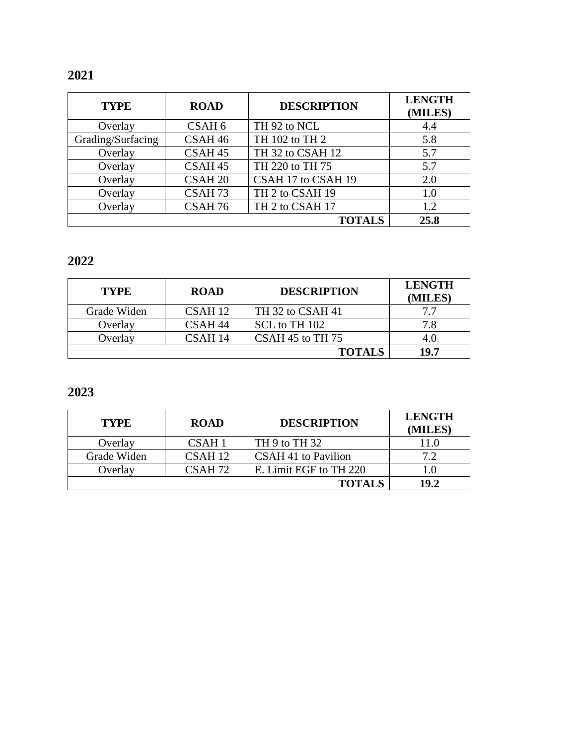## 2021

| TYPE | ROAD | DESCRIPTION | LENGTH (MILES) |
|---|---|---|---|
| Overlay | CSAH 6 | TH 92 to NCL | 4.4 |
| Grading/Surfacing | CSAH 46 | TH 102 to TH 2 | 5.8 |
| Overlay | CSAH 45 | TH 32 to CSAH 12 | 5.7 |
| Overlay | CSAH 45 | TH 220 to TH 75 | 5.7 |
| Overlay | CSAH 20 | CSAH 17 to CSAH 19 | 2.0 |
| Overlay | CSAH 73 | TH 2 to CSAH 19 | 1.0 |
| Overlay | CSAH 76 | TH 2 to CSAH 17 | 1.2 |
| | | **TOTALS** | **25.8** |

## 2022

| TYPE | ROAD | DESCRIPTION | LENGTH (MILES) |
|---|---|---|---|
| Grade Widen | CSAH 12 | TH 32 to CSAH 41 | 7.7 |
| Overlay | CSAH 44 | SCL to TH 102 | 7.8 |
| Overlay | CSAH 14 | CSAH 45 to TH 75 | 4.0 |
| | | **TOTALS** | **19.7** |

## 2023

| TYPE | ROAD | DESCRIPTION | LENGTH (MILES) |
|---|---|---|---|
| Overlay | CSAH 1 | TH 9 to TH 32 | 11.0 |
| Grade Widen | CSAH 12 | CSAH 41 to Pavilion | 7.2 |
| Overlay | CSAH 72 | E. Limit EGF to TH 220 | 1.0 |
| | | **TOTALS** | **19.2** |